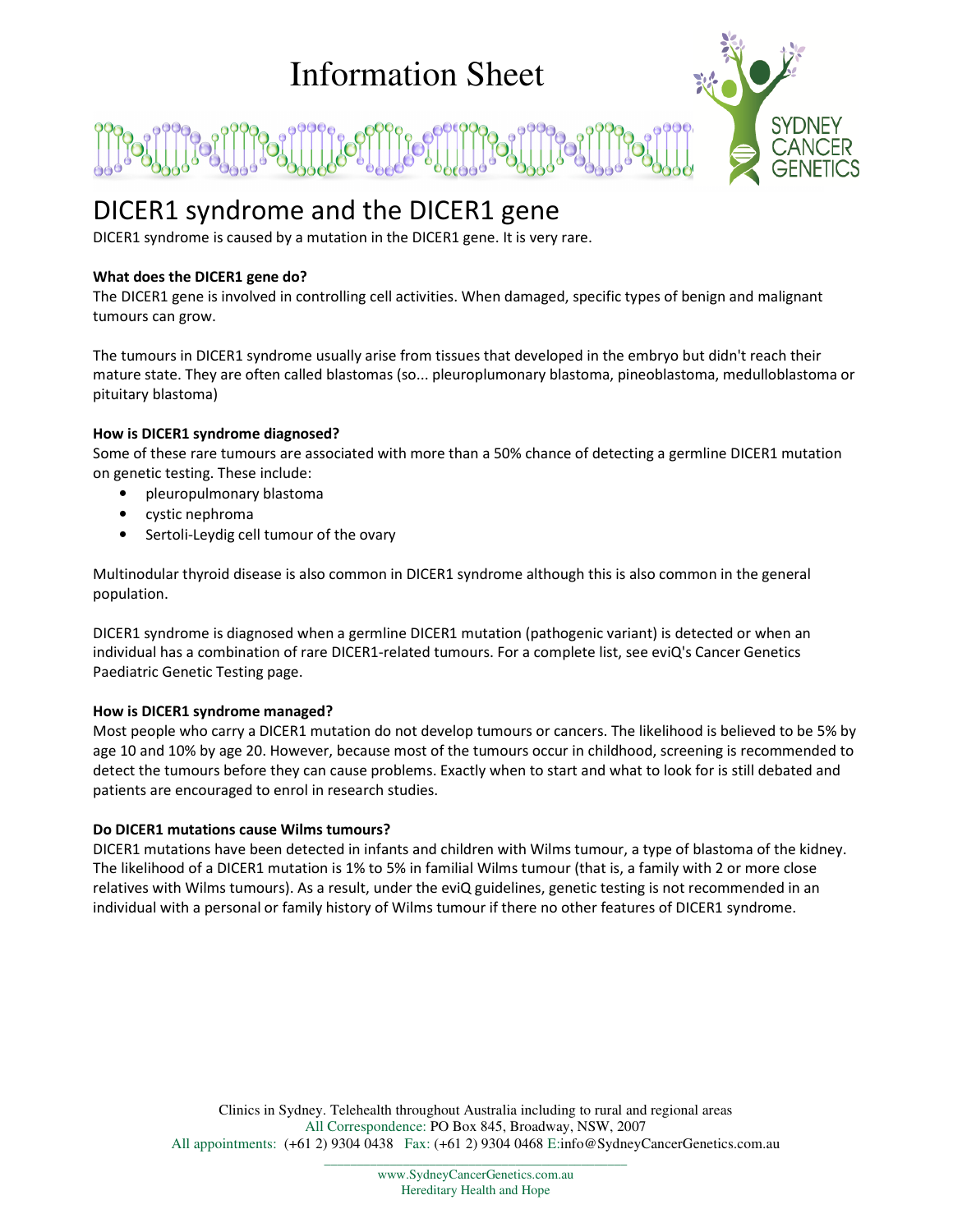# Information Sheet

## DICER1 syndrome and the DICER1 gene

DICER1 syndrome is caused by a mutation in the DICER1 gene. It is very rare.

**What does the DICER1 gene do?**

The DICER1 gene is involved in controlling cell activities. When damaged, specific types of benign and malignant tumours can grow.

The tumours in DICER1 syndrome usually arise from tissues that developed in the embryo but didn't reach their mature state. They are often called blastomas (so... pleuroplumonary blastoma, pineoblastoma, medulloblastoma or pituitary blastoma)

**How is DICER1 syndrome diagnosed?**

Some of these rare tumours are associated with more than a 50% chance of detecting a germline DICER1 mutation on genetic testing. These include:

- pleuropulmonary blastoma
- cystic nephroma
- Sertoli-Leydig cell tumour of the ovary

Multinodular thyroid disease is also common in DICER1 syndrome although this is also common in the general population.

DICER1 syndrome is diagnosed when a germline DICER1 mutation (pathogenic variant) is detected or when an individual has a combination of rare DICER1-related tumours. For a complete list, see eviQ's Cancer Genetics Paediatric Genetic Testing page.

**How is DICER1 syndrome managed?**

Most people who carry a DICER1 mutation do not develop tumours or cancers. The likelihood is believed to be 5% by age 10 and 10% by age 20. However, because most of the tumours occur in childhood, screening is recommended to detect the tumours before they can cause problems. Exactly when to start and what to look for is still debated and patients are encouraged to enrol in research studies.

**Do DICER1 mutations cause Wilms tumours?**

DICER1 mutations have been detected in infants and children with Wilms tumour, a type of blastoma of the kidney. The likelihood of a DICER1 mutation is 1% to 5% in familial Wilms tumour (that is, a family with 2 or more close relatives with Wilms tumours). As a result, under the eviQ guidelines, genetic testing is not recommended in an individual with a personal or family history of Wilms tumour if there no other features of DICER1 syndrome.

Clinics in Sydney. Telehealth throughout Australia including to rural and regional areas
All Correspondence: PO Box 845, Broadway, NSW, 2007
All appointments: (+61 2) 9304 0438 Fax: (+61 2) 9304 0468 E:info@SydneyCancerGenetics.com.au

www.SydneyCancerGenetics.com.au
Hereditary Health and Hope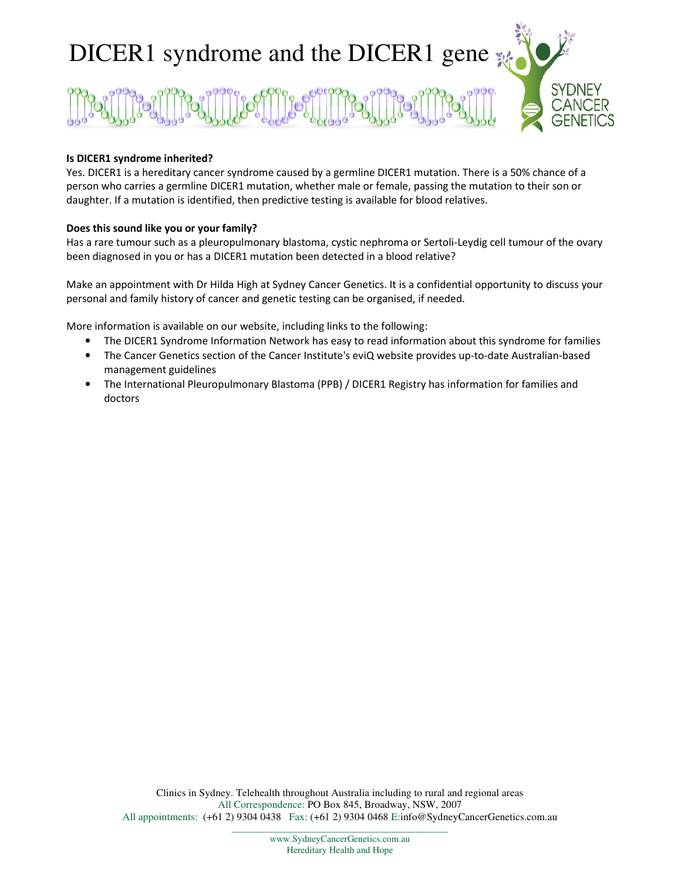# DICER1 syndrome and the DICER1 gene

**Is DICER1 syndrome inherited?**

Yes. DICER1 is a hereditary cancer syndrome caused by a germline DICER1 mutation. There is a 50% chance of a person who carries a germline DICER1 mutation, whether male or female, passing the mutation to their son or daughter. If a mutation is identified, then predictive testing is available for blood relatives.

**Does this sound like you or your family?**

Has a rare tumour such as a pleuropulmonary blastoma, cystic nephroma or Sertoli-Leydig cell tumour of the ovary been diagnosed in you or has a DICER1 mutation been detected in a blood relative?

Make an appointment with Dr Hilda High at Sydney Cancer Genetics. It is a confidential opportunity to discuss your personal and family history of cancer and genetic testing can be organised, if needed.

More information is available on our website, including links to the following:

- The DICER1 Syndrome Information Network has easy to read information about this syndrome for families
- The Cancer Genetics section of the Cancer Institute's eviQ website provides up-to-date Australian-based management guidelines
- The International Pleuropulmonary Blastoma (PPB) / DICER1 Registry has information for families and doctors

Clinics in Sydney. Telehealth throughout Australia including to rural and regional areas
All Correspondence: PO Box 845, Broadway, NSW, 2007
All appointments: (+61 2) 9304 0438 Fax: (+61 2) 9304 0468 E:info@SydneyCancerGenetics.com.au

www.SydneyCancerGenetics.com.au
Hereditary Health and Hope